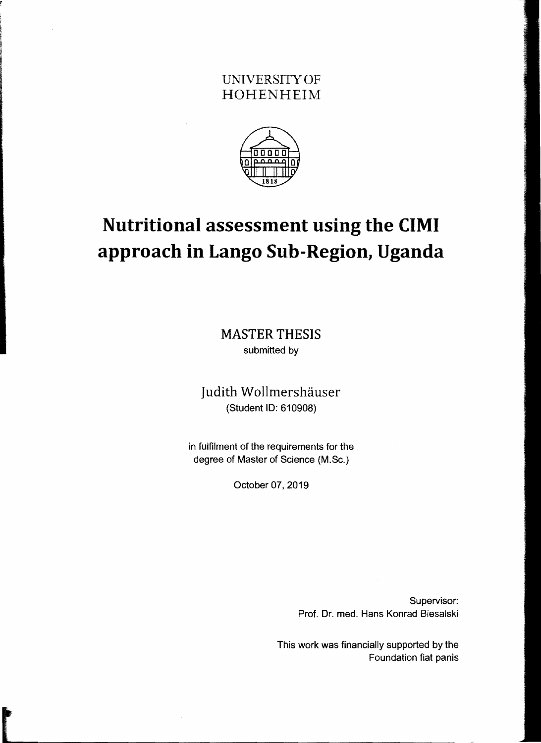UNIVERSITY OF
HOHENHEIM

# Nutritional assessment using the CIMI approach in Lango Sub-Region, Uganda

MASTER THESIS
submitted by

Judith Wollmershäuser
(Student ID: 610908)

in fulfilment of the requirements for the
degree of Master of Science (M.Sc.)

October 07, 2019

Supervisor:
Prof. Dr. med. Hans Konrad Biesalski

This work was financially supported by the
Foundation fiat panis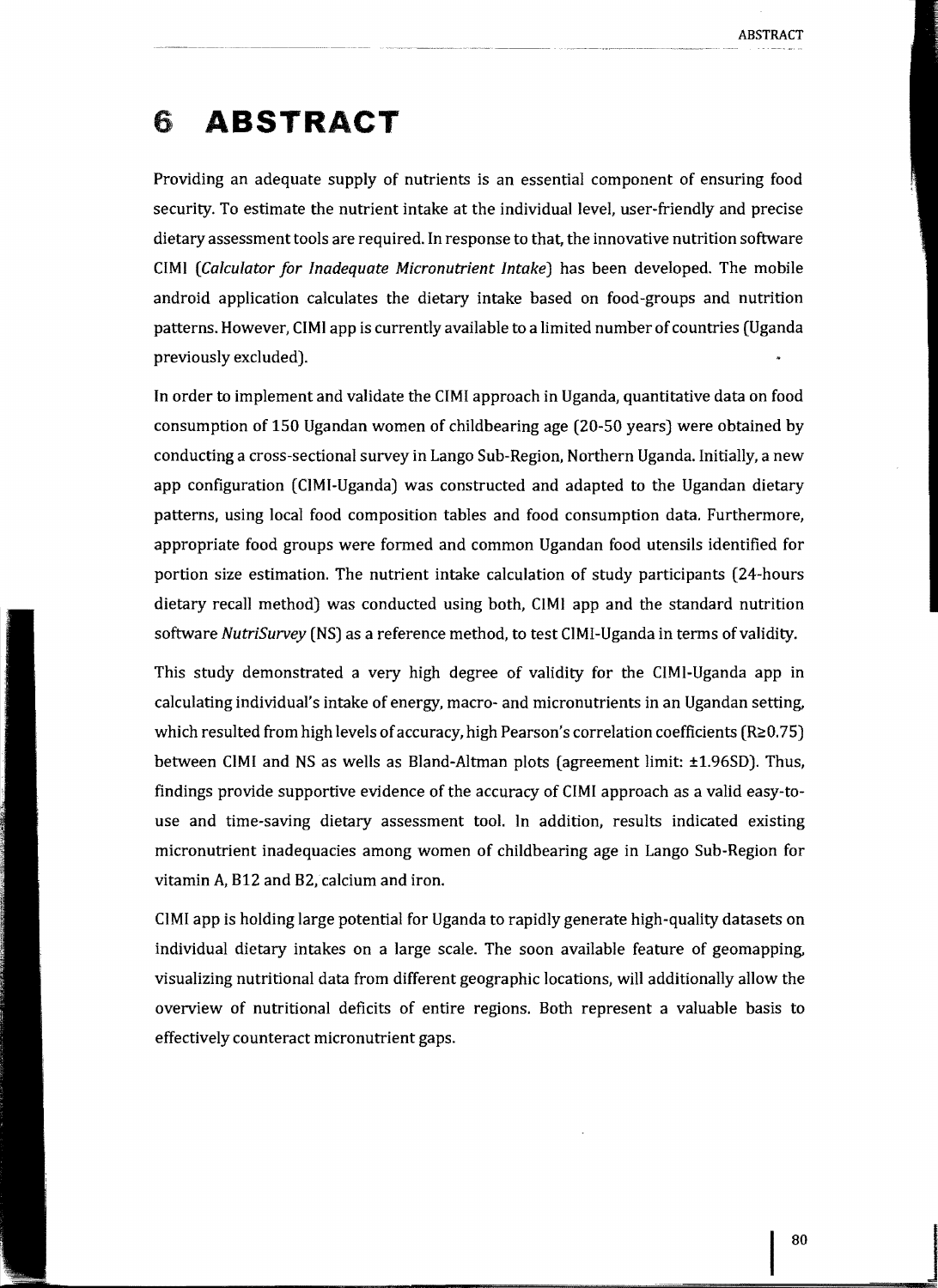# 6 ABSTRACT

Providing an adequate supply of nutrients is an essential component of ensuring food security. To estimate the nutrient intake at the individual level, user-friendly and precise dietary assessment tools are required. In response to that, the innovative nutrition software CIMI (*Calculator for Inadequate Micronutrient Intake*) has been developed. The mobile android application calculates the dietary intake based on food-groups and nutrition patterns. However, CIMI app is currently available to a limited number of countries (Uganda previously excluded).

In order to implement and validate the CIMI approach in Uganda, quantitative data on food consumption of 150 Ugandan women of childbearing age (20-50 years) were obtained by conducting a cross-sectional survey in Lango Sub-Region, Northern Uganda. Initially, a new app configuration (CIMI-Uganda) was constructed and adapted to the Ugandan dietary patterns, using local food composition tables and food consumption data. Furthermore, appropriate food groups were formed and common Ugandan food utensils identified for portion size estimation. The nutrient intake calculation of study participants (24-hours dietary recall method) was conducted using both, CIMI app and the standard nutrition software *NutriSurvey* (NS) as a reference method, to test CIMI-Uganda in terms of validity.

This study demonstrated a very high degree of validity for the CIMI-Uganda app in calculating individual's intake of energy, macro- and micronutrients in an Ugandan setting, which resulted from high levels of accuracy, high Pearson's correlation coefficients ($R \geq 0.75$) between CIMI and NS as wells as Bland-Altman plots (agreement limit: ±1.96SD). Thus, findings provide supportive evidence of the accuracy of CIMI approach as a valid easy-to-use and time-saving dietary assessment tool. In addition, results indicated existing micronutrient inadequacies among women of childbearing age in Lango Sub-Region for vitamin A, B12 and B2, calcium and iron.

CIMI app is holding large potential for Uganda to rapidly generate high-quality datasets on individual dietary intakes on a large scale. The soon available feature of geomapping, visualizing nutritional data from different geographic locations, will additionally allow the overview of nutritional deficits of entire regions. Both represent a valuable basis to effectively counteract micronutrient gaps.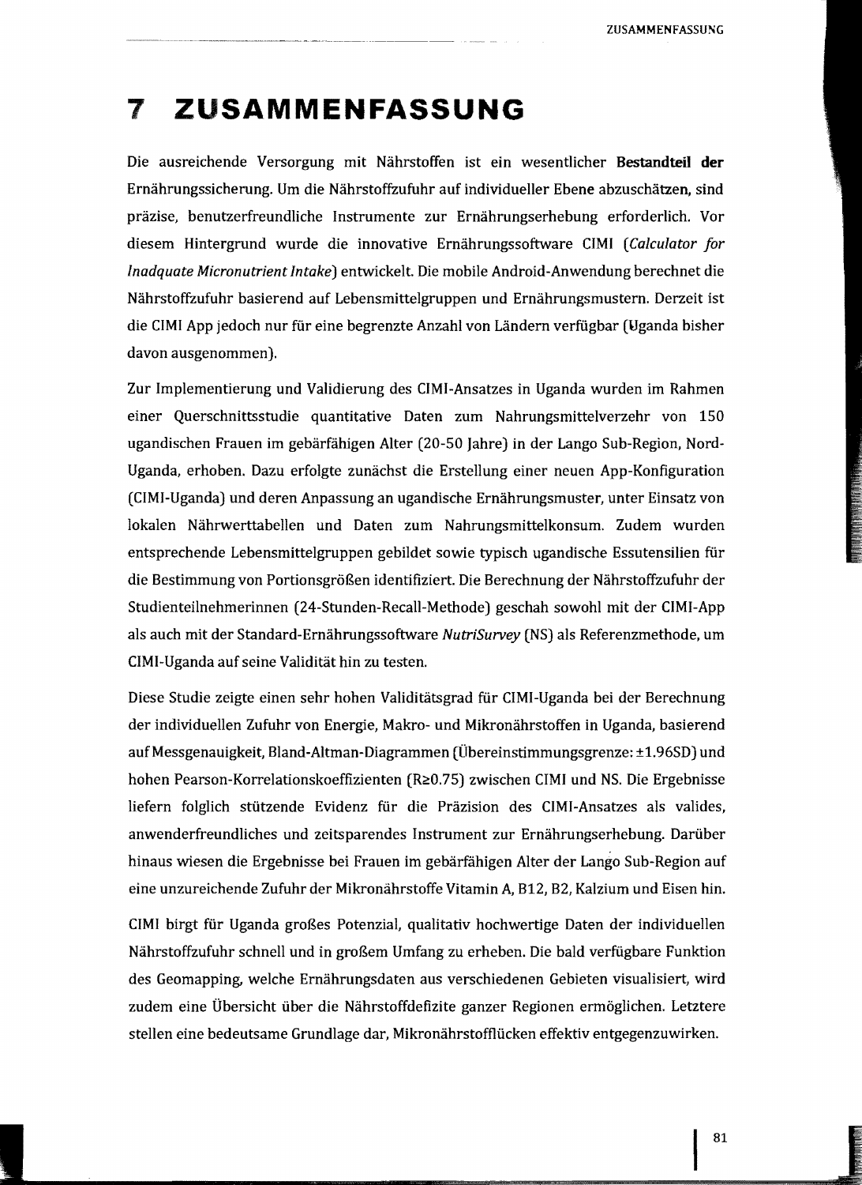# 7 ZUSAMMENFASSUNG

Die ausreichende Versorgung mit Nährstoffen ist ein wesentlicher **Bestandteil der** Ernährungssicherung. Um die Nährstoffzufuhr auf individueller Ebene abzuschätzen, sind präzise, benutzerfreundliche Instrumente zur Ernährungserhebung erforderlich. Vor diesem Hintergrund wurde die innovative Ernährungssoftware CIMI (*Calculator for Inadquate Micronutrient Intake*) entwickelt. Die mobile Android-Anwendung berechnet die Nährstoffzufuhr basierend auf Lebensmittelgruppen und Ernährungsmustern. Derzeit ist die CIMI App jedoch nur für eine begrenzte Anzahl von Ländern verfügbar (Uganda bisher davon ausgenommen).

Zur Implementierung und Validierung des CIMI-Ansatzes in Uganda wurden im Rahmen einer Querschnittsstudie quantitative Daten zum Nahrungsmittelverzehr von 150 ugandischen Frauen im gebärfähigen Alter (20-50 Jahre) in der Lango Sub-Region, Nord-Uganda, erhoben. Dazu erfolgte zunächst die Erstellung einer neuen App-Konfiguration (CIMI-Uganda) und deren Anpassung an ugandische Ernährungsmuster, unter Einsatz von lokalen Nährwerttabellen und Daten zum Nahrungsmittelkonsum. Zudem wurden entsprechende Lebensmittelgruppen gebildet sowie typisch ugandische Essutensilien für die Bestimmung von Portionsgrößen identifiziert. Die Berechnung der Nährstoffzufuhr der Studienteilnehmerinnen (24-Stunden-Recall-Methode) geschah sowohl mit der CIMI-App als auch mit der Standard-Ernährungssoftware *NutriSurvey* (NS) als Referenzmethode, um CIMI-Uganda auf seine Validität hin zu testen.

Diese Studie zeigte einen sehr hohen Validitätsgrad für CIMI-Uganda bei der Berechnung der individuellen Zufuhr von Energie, Makro- und Mikronährstoffen in Uganda, basierend auf Messgenauigkeit, Bland-Altman-Diagrammen (Übereinstimmungsgrenze: ±1.96SD) und hohen Pearson-Korrelationskoeffizienten ($R \geq 0.75$) zwischen CIMI und NS. Die Ergebnisse liefern folglich stützende Evidenz für die Präzision des CIMI-Ansatzes als valides, anwenderfreundliches und zeitsparendes Instrument zur Ernährungserhebung. Darüber hinaus wiesen die Ergebnisse bei Frauen im gebärfähigen Alter der Lango Sub-Region auf eine unzureichende Zufuhr der Mikronährstoffe Vitamin A, B12, B2, Kalzium und Eisen hin.

CIMI birgt für Uganda großes Potenzial, qualitativ hochwertige Daten der individuellen Nährstoffzufuhr schnell und in großem Umfang zu erheben. Die bald verfügbare Funktion des Geomapping, welche Ernährungsdaten aus verschiedenen Gebieten visualisiert, wird zudem eine Übersicht über die Nährstoffdefizite ganzer Regionen ermöglichen. Letztere stellen eine bedeutsame Grundlage dar, Mikronährstofflücken effektiv entgegenzuwirken.